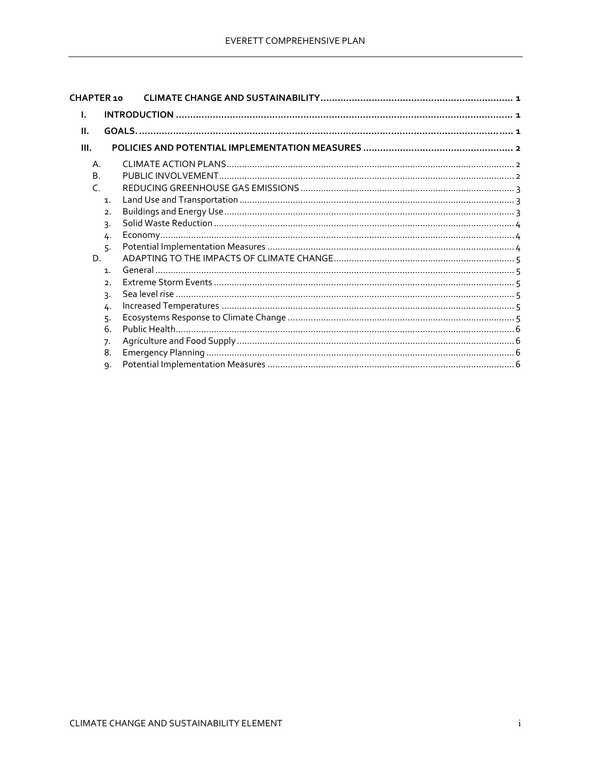CHAPTER 10 CLIMATE CHANGE AND SUSTAINABILITY .................... 1

I. INTRODUCTION .................... 1

II. GOALS. .................... 1

III. POLICIES AND POTENTIAL IMPLEMENTATION MEASURES .................... 2

- A. CLIMATE ACTION PLANS .................... 2
- B. PUBLIC INVOLVEMENT .................... 2
- C. REDUCING GREENHOUSE GAS EMISSIONS .................... 3
  1. Land Use and Transportation .................... 3
  2. Buildings and Energy Use .................... 3
  3. Solid Waste Reduction .................... 4
  4. Economy .................... 4
  5. Potential Implementation Measures .................... 4
- D. ADAPTING TO THE IMPACTS OF CLIMATE CHANGE .................... 5
  1. General .................... 5
  2. Extreme Storm Events .................... 5
  3. Sea level rise .................... 5
  4. Increased Temperatures .................... 5
  5. Ecosystems Response to Climate Change .................... 5
  6. Public Health .................... 6
  7. Agriculture and Food Supply .................... 6
  8. Emergency Planning .................... 6
  9. Potential Implementation Measures .................... 6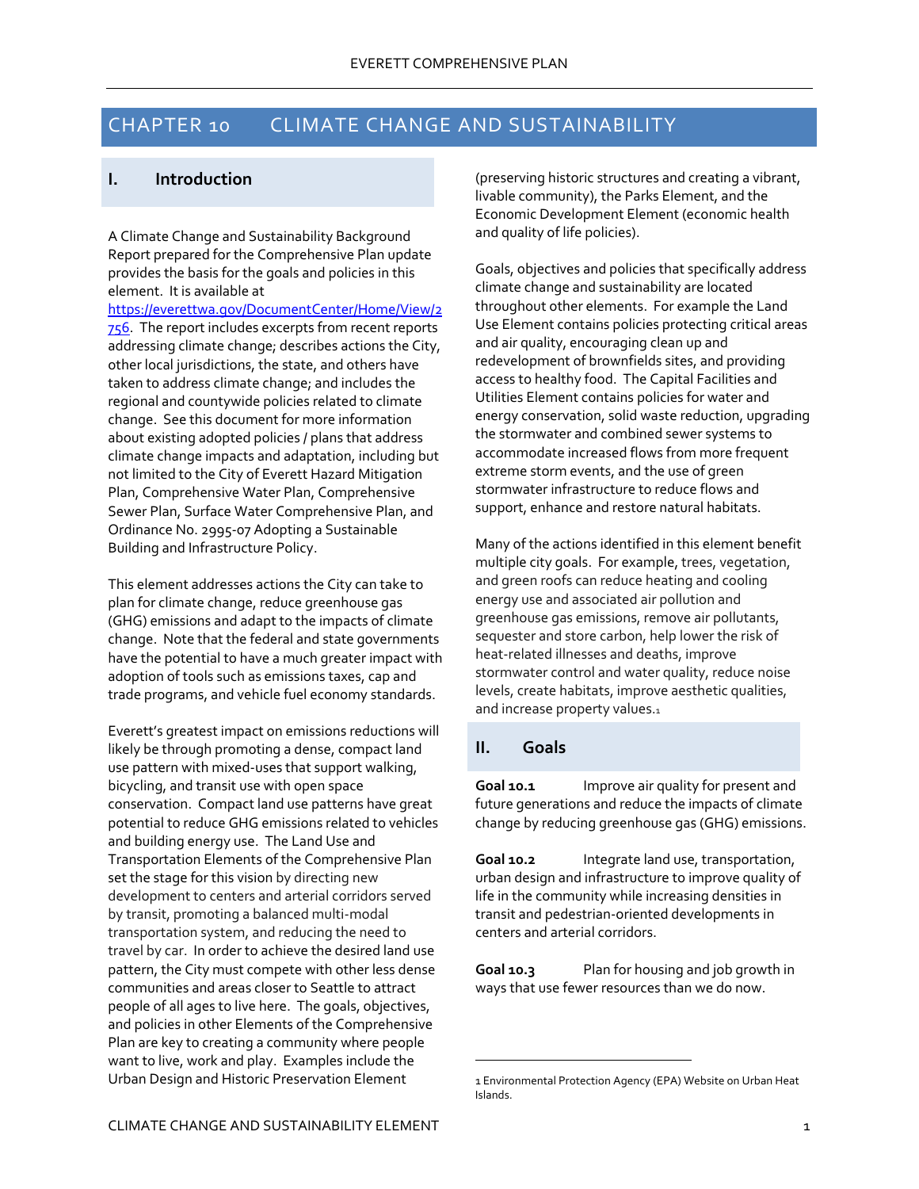# CHAPTER 10 CLIMATE CHANGE AND SUSTAINABILITY

## I. Introduction

A Climate Change and Sustainability Background Report prepared for the Comprehensive Plan update provides the basis for the goals and policies in this element. It is available at https://everettwa.gov/DocumentCenter/Home/View/2756. The report includes excerpts from recent reports addressing climate change; describes actions the City, other local jurisdictions, the state, and others have taken to address climate change; and includes the regional and countywide policies related to climate change. See this document for more information about existing adopted policies / plans that address climate change impacts and adaptation, including but not limited to the City of Everett Hazard Mitigation Plan, Comprehensive Water Plan, Comprehensive Sewer Plan, Surface Water Comprehensive Plan, and Ordinance No. 2995-07 Adopting a Sustainable Building and Infrastructure Policy.

This element addresses actions the City can take to plan for climate change, reduce greenhouse gas (GHG) emissions and adapt to the impacts of climate change. Note that the federal and state governments have the potential to have a much greater impact with adoption of tools such as emissions taxes, cap and trade programs, and vehicle fuel economy standards.

Everett's greatest impact on emissions reductions will likely be through promoting a dense, compact land use pattern with mixed-uses that support walking, bicycling, and transit use with open space conservation. Compact land use patterns have great potential to reduce GHG emissions related to vehicles and building energy use. The Land Use and Transportation Elements of the Comprehensive Plan set the stage for this vision by directing new development to centers and arterial corridors served by transit, promoting a balanced multi-modal transportation system, and reducing the need to travel by car. In order to achieve the desired land use pattern, the City must compete with other less dense communities and areas closer to Seattle to attract people of all ages to live here. The goals, objectives, and policies in other Elements of the Comprehensive Plan are key to creating a community where people want to live, work and play. Examples include the Urban Design and Historic Preservation Element (preserving historic structures and creating a vibrant, livable community), the Parks Element, and the Economic Development Element (economic health and quality of life policies).

Goals, objectives and policies that specifically address climate change and sustainability are located throughout other elements. For example the Land Use Element contains policies protecting critical areas and air quality, encouraging clean up and redevelopment of brownfields sites, and providing access to healthy food. The Capital Facilities and Utilities Element contains policies for water and energy conservation, solid waste reduction, upgrading the stormwater and combined sewer systems to accommodate increased flows from more frequent extreme storm events, and the use of green stormwater infrastructure to reduce flows and support, enhance and restore natural habitats.

Many of the actions identified in this element benefit multiple city goals. For example, trees, vegetation, and green roofs can reduce heating and cooling energy use and associated air pollution and greenhouse gas emissions, remove air pollutants, sequester and store carbon, help lower the risk of heat-related illnesses and deaths, improve stormwater control and water quality, reduce noise levels, create habitats, improve aesthetic qualities, and increase property values.[1]

## II. Goals

**Goal 10.1** Improve air quality for present and future generations and reduce the impacts of climate change by reducing greenhouse gas (GHG) emissions.

**Goal 10.2** Integrate land use, transportation, urban design and infrastructure to improve quality of life in the community while increasing densities in transit and pedestrian-oriented developments in centers and arterial corridors.

**Goal 10.3** Plan for housing and job growth in ways that use fewer resources than we do now.

---

1 Environmental Protection Agency (EPA) Website on Urban Heat Islands.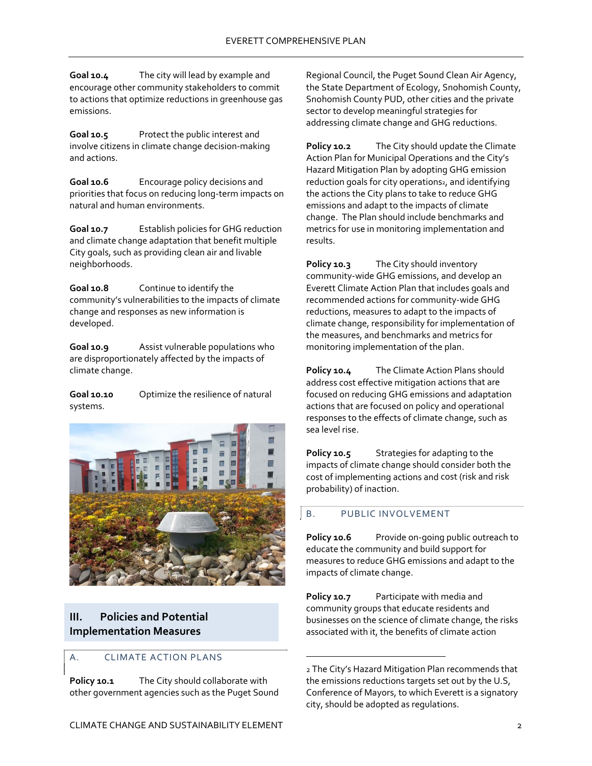**Goal 10.4** The city will lead by example and encourage other community stakeholders to commit to actions that optimize reductions in greenhouse gas emissions.

**Goal 10.5** Protect the public interest and involve citizens in climate change decision-making and actions.

**Goal 10.6** Encourage policy decisions and priorities that focus on reducing long-term impacts on natural and human environments.

**Goal 10.7** Establish policies for GHG reduction and climate change adaptation that benefit multiple City goals, such as providing clean air and livable neighborhoods.

**Goal 10.8** Continue to identify the community's vulnerabilities to the impacts of climate change and responses as new information is developed.

**Goal 10.9** Assist vulnerable populations who are disproportionately affected by the impacts of climate change.

**Goal 10.10** Optimize the resilience of natural systems.

## III. Policies and Potential Implementation Measures

### A. CLIMATE ACTION PLANS

**Policy 10.1** The City should collaborate with other government agencies such as the Puget Sound Regional Council, the Puget Sound Clean Air Agency, the State Department of Ecology, Snohomish County, Snohomish County PUD, other cities and the private sector to develop meaningful strategies for addressing climate change and GHG reductions.

**Policy 10.2** The City should update the Climate Action Plan for Municipal Operations and the City's Hazard Mitigation Plan by adopting GHG emission reduction goals for city operations[2], and identifying the actions the City plans to take to reduce GHG emissions and adapt to the impacts of climate change. The Plan should include benchmarks and metrics for use in monitoring implementation and results.

**Policy 10.3** The City should inventory community-wide GHG emissions, and develop an Everett Climate Action Plan that includes goals and recommended actions for community-wide GHG reductions, measures to adapt to the impacts of climate change, responsibility for implementation of the measures, and benchmarks and metrics for monitoring implementation of the plan.

**Policy 10.4** The Climate Action Plans should address cost effective mitigation actions that are focused on reducing GHG emissions and adaptation actions that are focused on policy and operational responses to the effects of climate change, such as sea level rise.

**Policy 10.5** Strategies for adapting to the impacts of climate change should consider both the cost of implementing actions and cost (risk and risk probability) of inaction.

### B. PUBLIC INVOLVEMENT

**Policy 10.6** Provide on-going public outreach to educate the community and build support for measures to reduce GHG emissions and adapt to the impacts of climate change.

**Policy 10.7** Participate with media and community groups that educate residents and businesses on the science of climate change, the risks associated with it, the benefits of climate action

---

[2] The City's Hazard Mitigation Plan recommends that the emissions reductions targets set out by the U.S, Conference of Mayors, to which Everett is a signatory city, should be adopted as regulations.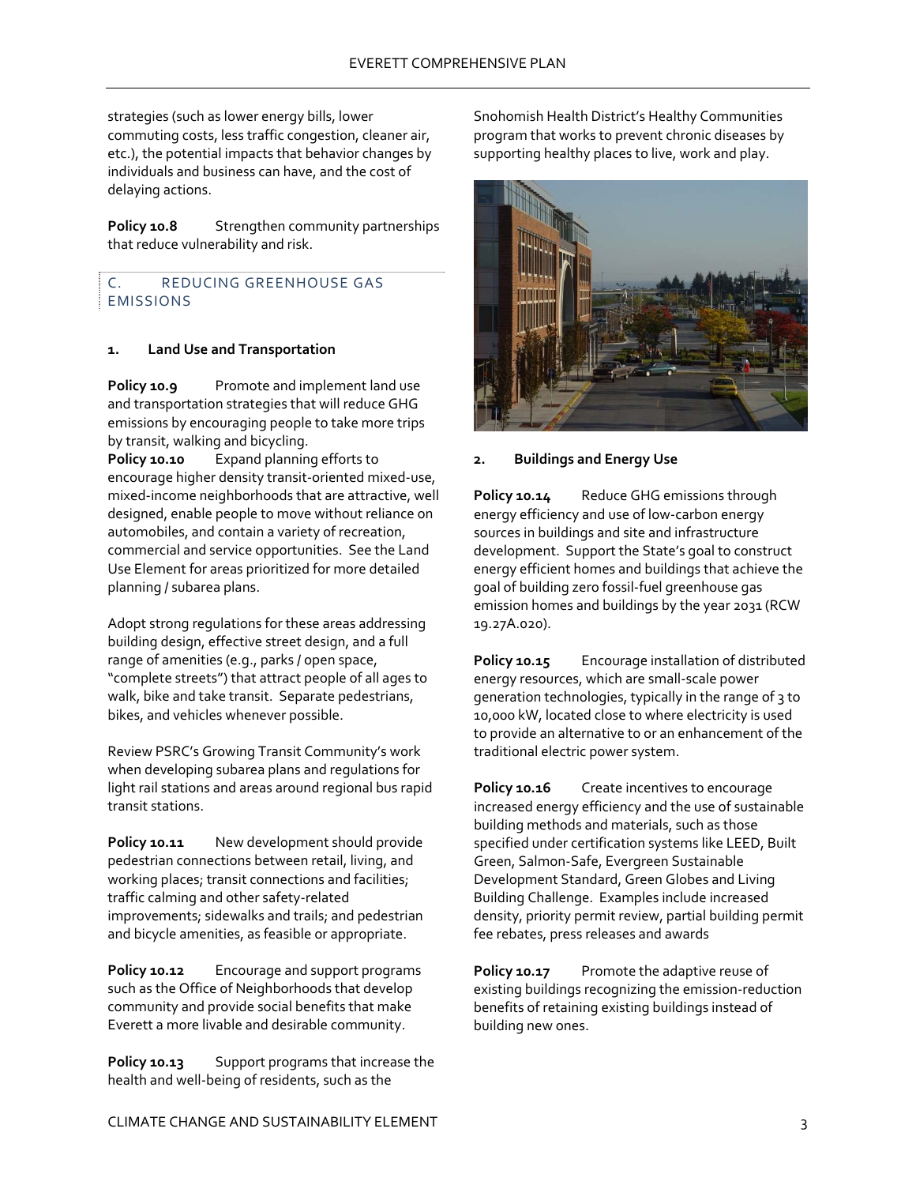strategies (such as lower energy bills, lower commuting costs, less traffic congestion, cleaner air, etc.), the potential impacts that behavior changes by individuals and business can have, and the cost of delaying actions.

**Policy 10.8** Strengthen community partnerships that reduce vulnerability and risk.

## C. REDUCING GREENHOUSE GAS EMISSIONS

### 1. Land Use and Transportation

**Policy 10.9** Promote and implement land use and transportation strategies that will reduce GHG emissions by encouraging people to take more trips by transit, walking and bicycling.

**Policy 10.10** Expand planning efforts to encourage higher density transit-oriented mixed-use, mixed-income neighborhoods that are attractive, well designed, enable people to move without reliance on automobiles, and contain a variety of recreation, commercial and service opportunities. See the Land Use Element for areas prioritized for more detailed planning / subarea plans.

Adopt strong regulations for these areas addressing building design, effective street design, and a full range of amenities (e.g., parks / open space, "complete streets") that attract people of all ages to walk, bike and take transit. Separate pedestrians, bikes, and vehicles whenever possible.

Review PSRC's Growing Transit Community's work when developing subarea plans and regulations for light rail stations and areas around regional bus rapid transit stations.

**Policy 10.11** New development should provide pedestrian connections between retail, living, and working places; transit connections and facilities; traffic calming and other safety-related improvements; sidewalks and trails; and pedestrian and bicycle amenities, as feasible or appropriate.

**Policy 10.12** Encourage and support programs such as the Office of Neighborhoods that develop community and provide social benefits that make Everett a more livable and desirable community.

**Policy 10.13** Support programs that increase the health and well-being of residents, such as the Snohomish Health District's Healthy Communities program that works to prevent chronic diseases by supporting healthy places to live, work and play.

### 2. Buildings and Energy Use

**Policy 10.14** Reduce GHG emissions through energy efficiency and use of low-carbon energy sources in buildings and site and infrastructure development. Support the State's goal to construct energy efficient homes and buildings that achieve the goal of building zero fossil-fuel greenhouse gas emission homes and buildings by the year 2031 (RCW 19.27A.020).

**Policy 10.15** Encourage installation of distributed energy resources, which are small-scale power generation technologies, typically in the range of 3 to 10,000 kW, located close to where electricity is used to provide an alternative to or an enhancement of the traditional electric power system.

**Policy 10.16** Create incentives to encourage increased energy efficiency and the use of sustainable building methods and materials, such as those specified under certification systems like LEED, Built Green, Salmon-Safe, Evergreen Sustainable Development Standard, Green Globes and Living Building Challenge. Examples include increased density, priority permit review, partial building permit fee rebates, press releases and awards

**Policy 10.17** Promote the adaptive reuse of existing buildings recognizing the emission-reduction benefits of retaining existing buildings instead of building new ones.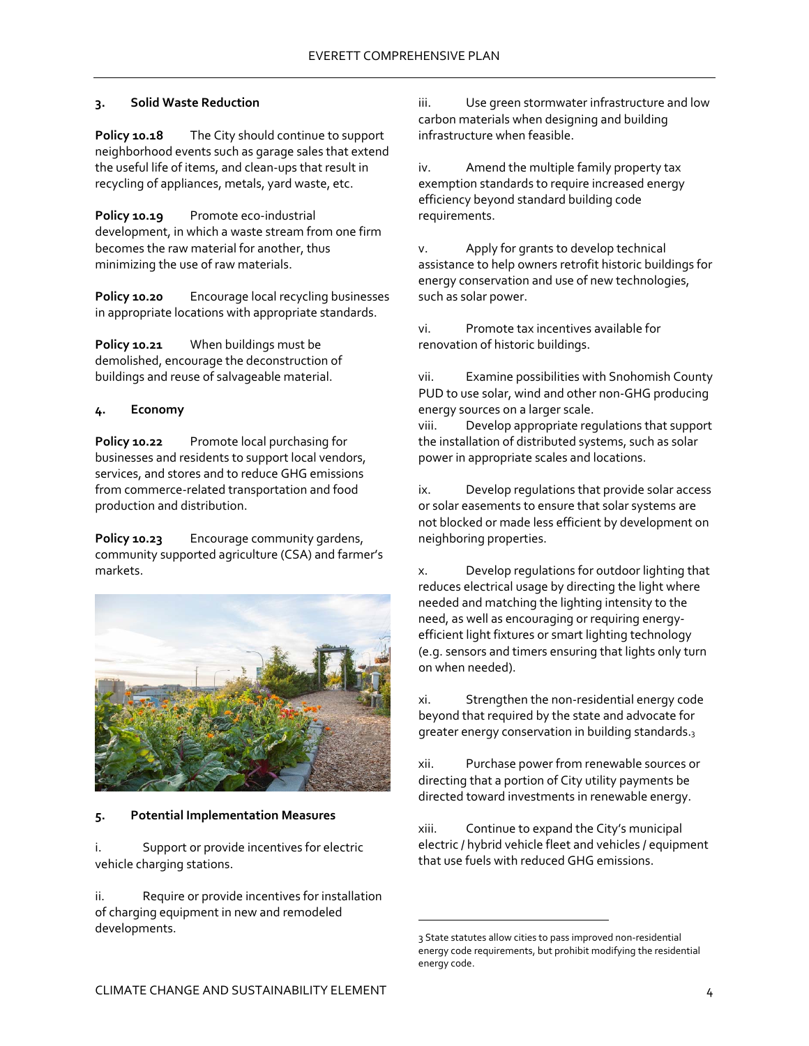### 3. Solid Waste Reduction

**Policy 10.18** The City should continue to support neighborhood events such as garage sales that extend the useful life of items, and clean-ups that result in recycling of appliances, metals, yard waste, etc.

**Policy 10.19** Promote eco-industrial development, in which a waste stream from one firm becomes the raw material for another, thus minimizing the use of raw materials.

**Policy 10.20** Encourage local recycling businesses in appropriate locations with appropriate standards.

**Policy 10.21** When buildings must be demolished, encourage the deconstruction of buildings and reuse of salvageable material.

### 4. Economy

**Policy 10.22** Promote local purchasing for businesses and residents to support local vendors, services, and stores and to reduce GHG emissions from commerce-related transportation and food production and distribution.

**Policy 10.23** Encourage community gardens, community supported agriculture (CSA) and farmer's markets.

### 5. Potential Implementation Measures

i. Support or provide incentives for electric vehicle charging stations.

ii. Require or provide incentives for installation of charging equipment in new and remodeled developments.

iii. Use green stormwater infrastructure and low carbon materials when designing and building infrastructure when feasible.

iv. Amend the multiple family property tax exemption standards to require increased energy efficiency beyond standard building code requirements.

v. Apply for grants to develop technical assistance to help owners retrofit historic buildings for energy conservation and use of new technologies, such as solar power.

vi. Promote tax incentives available for renovation of historic buildings.

vii. Examine possibilities with Snohomish County PUD to use solar, wind and other non-GHG producing energy sources on a larger scale.

viii. Develop appropriate regulations that support the installation of distributed systems, such as solar power in appropriate scales and locations.

ix. Develop regulations that provide solar access or solar easements to ensure that solar systems are not blocked or made less efficient by development on neighboring properties.

x. Develop regulations for outdoor lighting that reduces electrical usage by directing the light where needed and matching the lighting intensity to the need, as well as encouraging or requiring energy-efficient light fixtures or smart lighting technology (e.g. sensors and timers ensuring that lights only turn on when needed).

xi. Strengthen the non-residential energy code beyond that required by the state and advocate for greater energy conservation in building standards.[3]

xii. Purchase power from renewable sources or directing that a portion of City utility payments be directed toward investments in renewable energy.

xiii. Continue to expand the City's municipal electric / hybrid vehicle fleet and vehicles / equipment that use fuels with reduced GHG emissions.

---

[3] State statutes allow cities to pass improved non-residential energy code requirements, but prohibit modifying the residential energy code.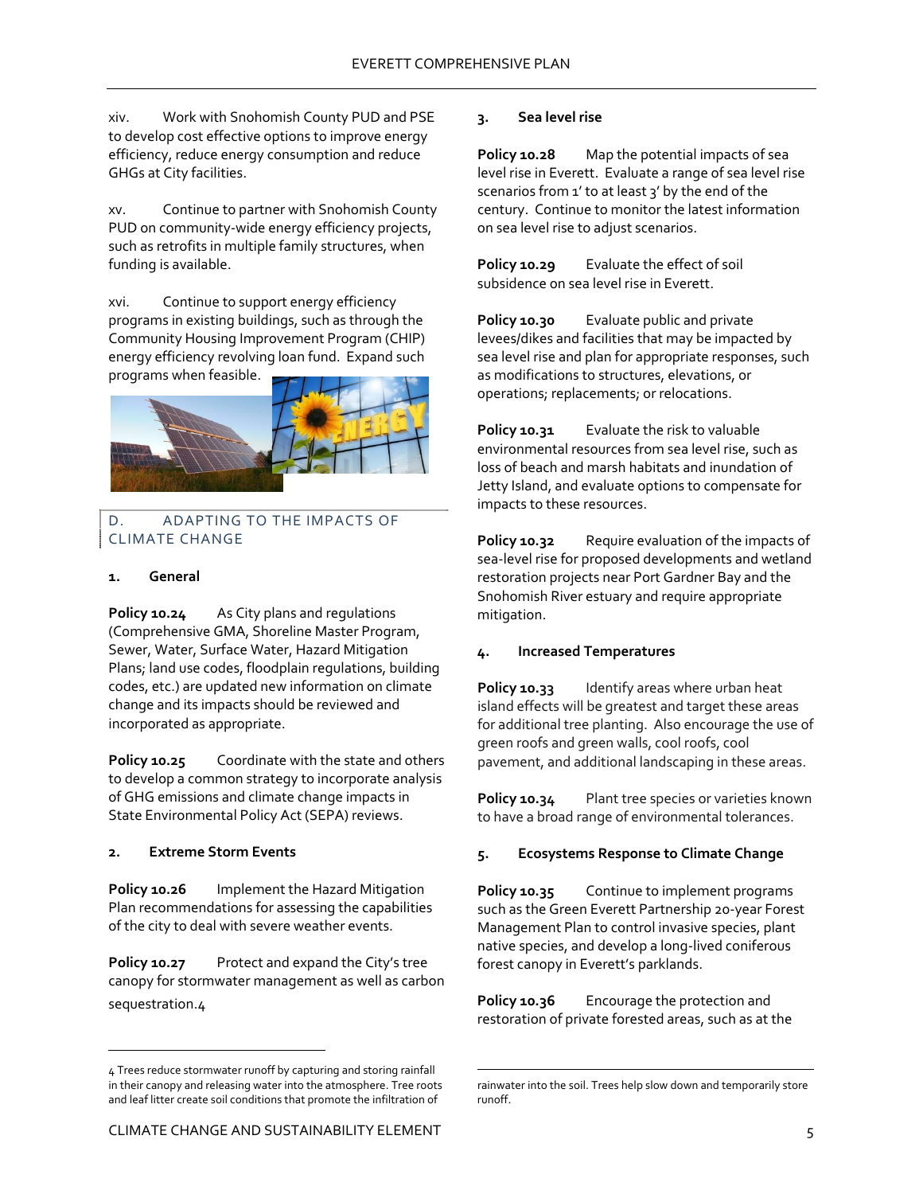xiv. Work with Snohomish County PUD and PSE to develop cost effective options to improve energy efficiency, reduce energy consumption and reduce GHGs at City facilities.

xv. Continue to partner with Snohomish County PUD on community-wide energy efficiency projects, such as retrofits in multiple family structures, when funding is available.

xvi. Continue to support energy efficiency programs in existing buildings, such as through the Community Housing Improvement Program (CHIP) energy efficiency revolving loan fund. Expand such programs when feasible.

## D. ADAPTING TO THE IMPACTS OF CLIMATE CHANGE

### 1. General

**Policy 10.24** As City plans and regulations (Comprehensive GMA, Shoreline Master Program, Sewer, Water, Surface Water, Hazard Mitigation Plans; land use codes, floodplain regulations, building codes, etc.) are updated new information on climate change and its impacts should be reviewed and incorporated as appropriate.

**Policy 10.25** Coordinate with the state and others to develop a common strategy to incorporate analysis of GHG emissions and climate change impacts in State Environmental Policy Act (SEPA) reviews.

### 2. Extreme Storm Events

**Policy 10.26** Implement the Hazard Mitigation Plan recommendations for assessing the capabilities of the city to deal with severe weather events.

**Policy 10.27** Protect and expand the City's tree canopy for stormwater management as well as carbon sequestration.[4]

### 3. Sea level rise

**Policy 10.28** Map the potential impacts of sea level rise in Everett. Evaluate a range of sea level rise scenarios from 1' to at least 3' by the end of the century. Continue to monitor the latest information on sea level rise to adjust scenarios.

**Policy 10.29** Evaluate the effect of soil subsidence on sea level rise in Everett.

**Policy 10.30** Evaluate public and private levees/dikes and facilities that may be impacted by sea level rise and plan for appropriate responses, such as modifications to structures, elevations, or operations; replacements; or relocations.

**Policy 10.31** Evaluate the risk to valuable environmental resources from sea level rise, such as loss of beach and marsh habitats and inundation of Jetty Island, and evaluate options to compensate for impacts to these resources.

**Policy 10.32** Require evaluation of the impacts of sea-level rise for proposed developments and wetland restoration projects near Port Gardner Bay and the Snohomish River estuary and require appropriate mitigation.

### 4. Increased Temperatures

**Policy 10.33** Identify areas where urban heat island effects will be greatest and target these areas for additional tree planting. Also encourage the use of green roofs and green walls, cool roofs, cool pavement, and additional landscaping in these areas.

**Policy 10.34** Plant tree species or varieties known to have a broad range of environmental tolerances.

### 5. Ecosystems Response to Climate Change

**Policy 10.35** Continue to implement programs such as the Green Everett Partnership 20-year Forest Management Plan to control invasive species, plant native species, and develop a long-lived coniferous forest canopy in Everett's parklands.

**Policy 10.36** Encourage the protection and restoration of private forested areas, such as at the

---

[4] Trees reduce stormwater runoff by capturing and storing rainfall in their canopy and releasing water into the atmosphere. Tree roots and leaf litter create soil conditions that promote the infiltration of rainwater into the soil. Trees help slow down and temporarily store runoff.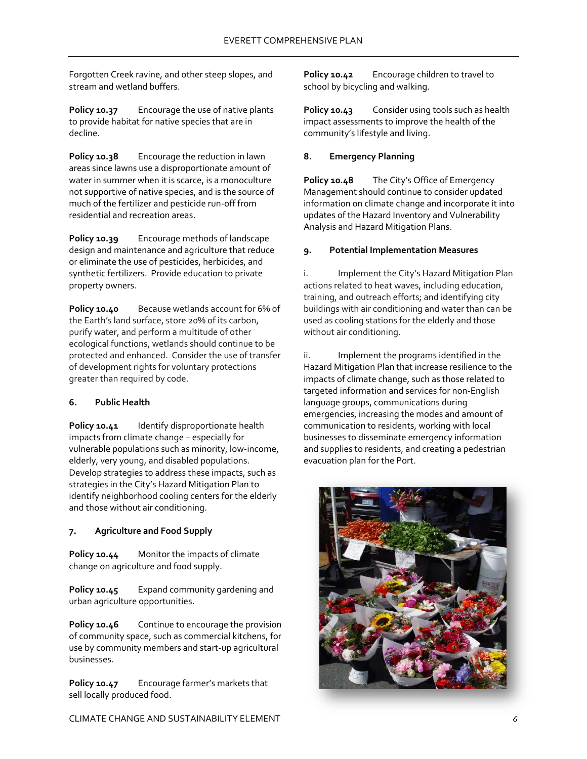Forgotten Creek ravine, and other steep slopes, and stream and wetland buffers.

**Policy 10.37** Encourage the use of native plants to provide habitat for native species that are in decline.

**Policy 10.38** Encourage the reduction in lawn areas since lawns use a disproportionate amount of water in summer when it is scarce, is a monoculture not supportive of native species, and is the source of much of the fertilizer and pesticide run-off from residential and recreation areas.

**Policy 10.39** Encourage methods of landscape design and maintenance and agriculture that reduce or eliminate the use of pesticides, herbicides, and synthetic fertilizers. Provide education to private property owners.

**Policy 10.40** Because wetlands account for 6% of the Earth's land surface, store 20% of its carbon, purify water, and perform a multitude of other ecological functions, wetlands should continue to be protected and enhanced. Consider the use of transfer of development rights for voluntary protections greater than required by code.

### 6. Public Health

**Policy 10.41** Identify disproportionate health impacts from climate change – especially for vulnerable populations such as minority, low-income, elderly, very young, and disabled populations. Develop strategies to address these impacts, such as strategies in the City's Hazard Mitigation Plan to identify neighborhood cooling centers for the elderly and those without air conditioning.

**Policy 10.42** Encourage children to travel to school by bicycling and walking.

**Policy 10.43** Consider using tools such as health impact assessments to improve the health of the community's lifestyle and living.

### 7. Agriculture and Food Supply

**Policy 10.44** Monitor the impacts of climate change on agriculture and food supply.

**Policy 10.45** Expand community gardening and urban agriculture opportunities.

**Policy 10.46** Continue to encourage the provision of community space, such as commercial kitchens, for use by community members and start-up agricultural businesses.

**Policy 10.47** Encourage farmer's markets that sell locally produced food.

### 8. Emergency Planning

**Policy 10.48** The City's Office of Emergency Management should continue to consider updated information on climate change and incorporate it into updates of the Hazard Inventory and Vulnerability Analysis and Hazard Mitigation Plans.

### 9. Potential Implementation Measures

i. Implement the City's Hazard Mitigation Plan actions related to heat waves, including education, training, and outreach efforts; and identifying city buildings with air conditioning and water than can be used as cooling stations for the elderly and those without air conditioning.

ii. Implement the programs identified in the Hazard Mitigation Plan that increase resilience to the impacts of climate change, such as those related to targeted information and services for non-English language groups, communications during emergencies, increasing the modes and amount of communication to residents, working with local businesses to disseminate emergency information and supplies to residents, and creating a pedestrian evacuation plan for the Port.